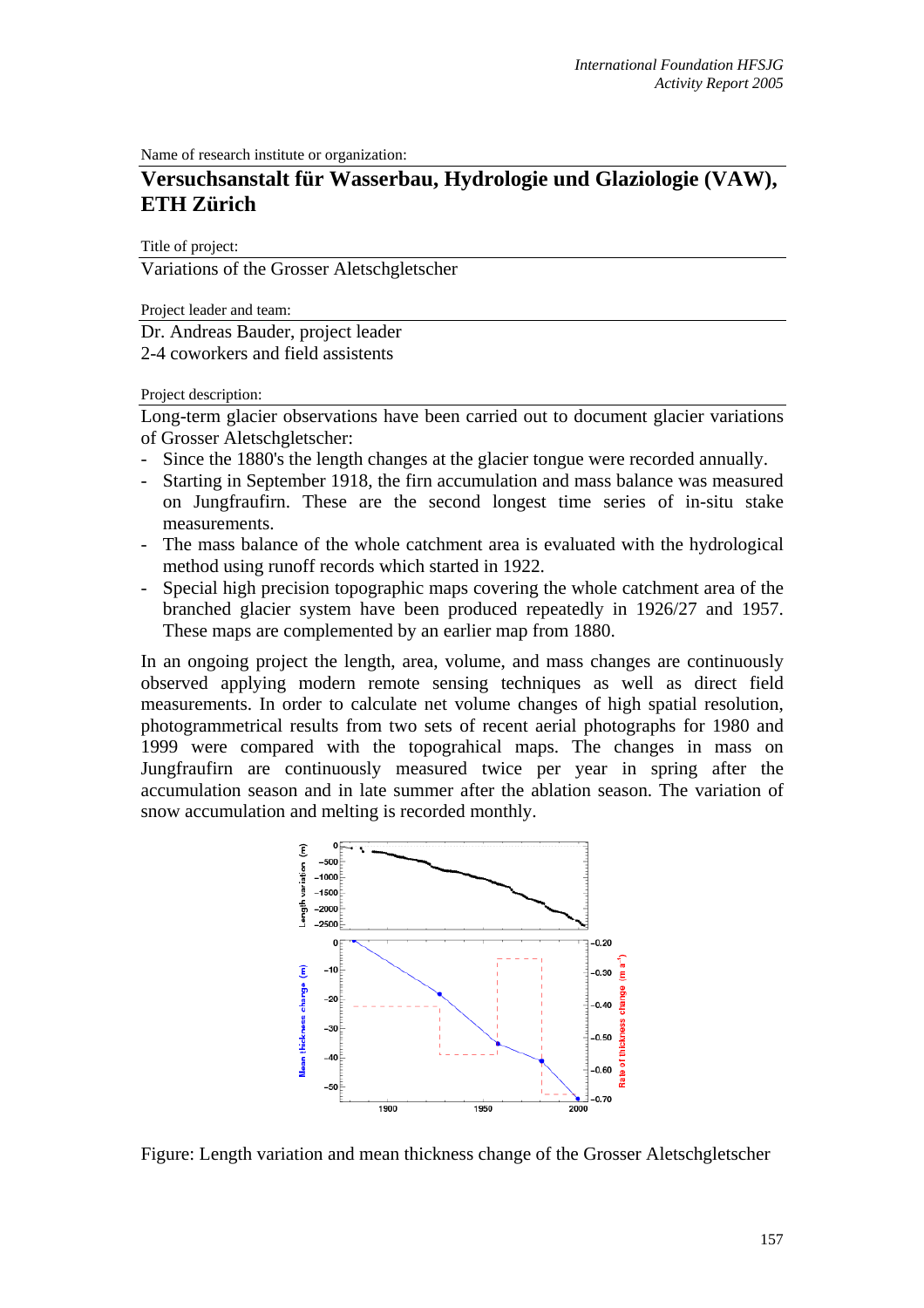Name of research institute or organization:

# Versuchsanstalt für Wasserbau, Hydrologie und Glaziologie (VAW), ETH Zürich

Title of project:

Variations of the Grosser Aletschgletscher

Project leader and team:

Dr. Andreas Bauder, project leader
2-4 coworkers and field assistents

Project description:

Long-term glacier observations have been carried out to document glacier variations of Grosser Aletschgletscher:

- Since the 1880's the length changes at the glacier tongue were recorded annually.
- Starting in September 1918, the firn accumulation and mass balance was measured on Jungfraufirn. These are the second longest time series of in-situ stake measurements.
- The mass balance of the whole catchment area is evaluated with the hydrological method using runoff records which started in 1922.
- Special high precision topographic maps covering the whole catchment area of the branched glacier system have been produced repeatedly in 1926/27 and 1957. These maps are complemented by an earlier map from 1880.

In an ongoing project the length, area, volume, and mass changes are continuously observed applying modern remote sensing techniques as well as direct field measurements. In order to calculate net volume changes of high spatial resolution, photogrammetrical results from two sets of recent aerial photographs for 1980 and 1999 were compared with the topograhical maps. The changes in mass on Jungfraufirn are continuously measured twice per year in spring after the accumulation season and in late summer after the ablation season. The variation of snow accumulation and melting is recorded monthly.

Figure: Length variation and mean thickness change of the Grosser Aletschgletscher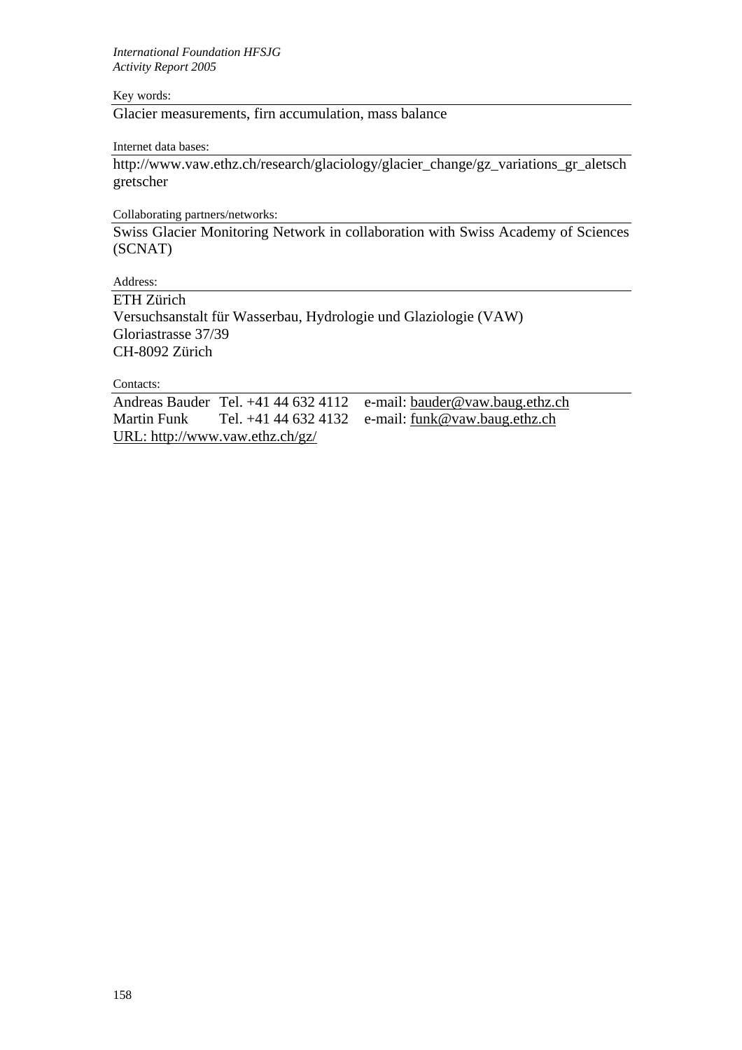Key words:

Glacier measurements, firn accumulation, mass balance

Internet data bases:

http://www.vaw.ethz.ch/research/glaciology/glacier_change/gz_variations_gr_aletsch gretscher

Collaborating partners/networks:

Swiss Glacier Monitoring Network in collaboration with Swiss Academy of Sciences (SCNAT)

Address:

ETH Zürich
Versuchsanstalt für Wasserbau, Hydrologie und Glaziologie (VAW)
Gloriastrasse 37/39
CH-8092 Zürich

Contacts:

| | | |
|---|---|---|
| Andreas Bauder | Tel. +41 44 632 4112 | e-mail: bauder@vaw.baug.ethz.ch |
| Martin Funk | Tel. +41 44 632 4132 | e-mail: funk@vaw.baug.ethz.ch |

URL: http://www.vaw.ethz.ch/gz/